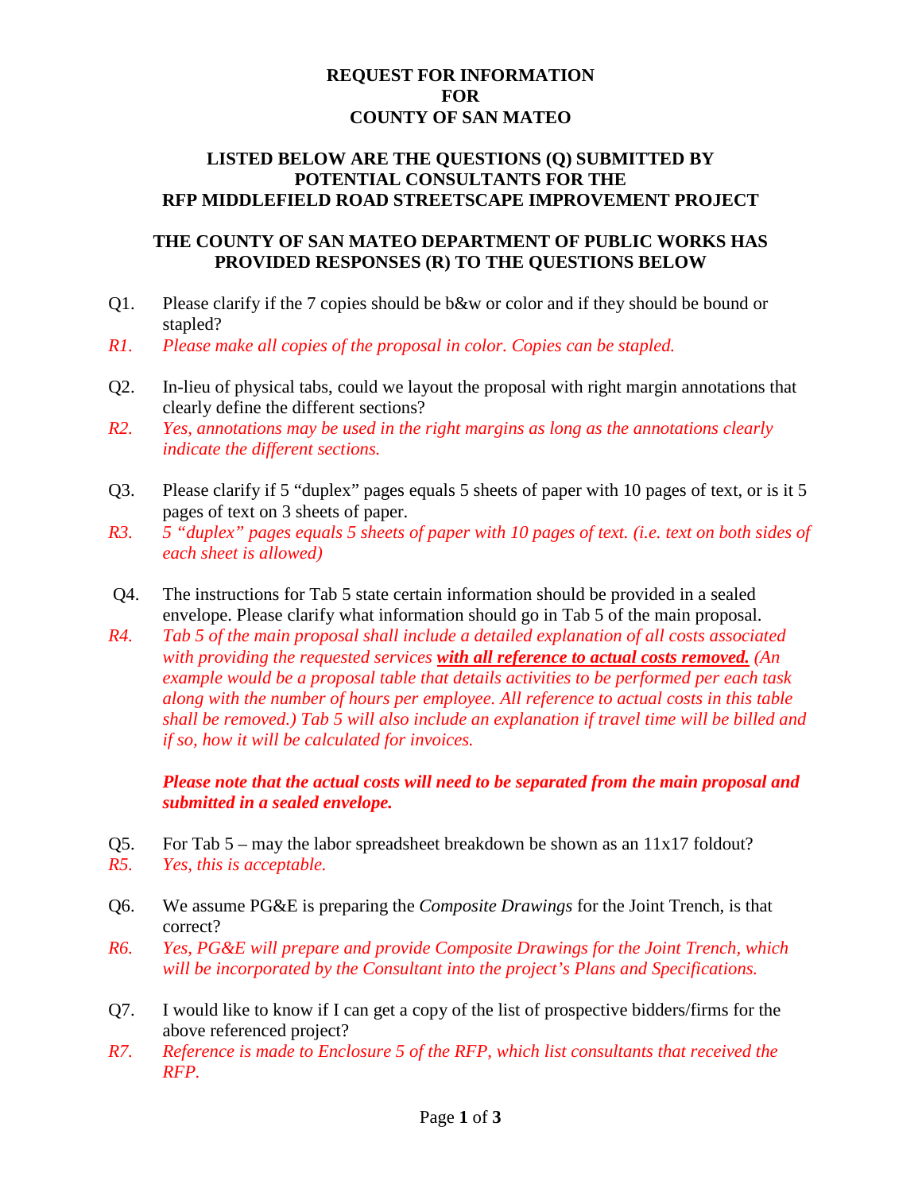# REQUEST FOR INFORMATION
# FOR
# COUNTY OF SAN MATEO

## LISTED BELOW ARE THE QUESTIONS (Q) SUBMITTED BY POTENTIAL CONSULTANTS FOR THE RFP MIDDLEFIELD ROAD STREETSCAPE IMPROVEMENT PROJECT

## THE COUNTY OF SAN MATEO DEPARTMENT OF PUBLIC WORKS HAS PROVIDED RESPONSES (R) TO THE QUESTIONS BELOW

Q1. Please clarify if the 7 copies should be b&w or color and if they should be bound or stapled?

*R1. Please make all copies of the proposal in color. Copies can be stapled.*

Q2. In-lieu of physical tabs, could we layout the proposal with right margin annotations that clearly define the different sections?

*R2. Yes, annotations may be used in the right margins as long as the annotations clearly indicate the different sections.*

Q3. Please clarify if 5 "duplex" pages equals 5 sheets of paper with 10 pages of text, or is it 5 pages of text on 3 sheets of paper.

*R3. 5 "duplex" pages equals 5 sheets of paper with 10 pages of text. (i.e. text on both sides of each sheet is allowed)*

Q4. The instructions for Tab 5 state certain information should be provided in a sealed envelope. Please clarify what information should go in Tab 5 of the main proposal.

*R4. Tab 5 of the main proposal shall include a detailed explanation of all costs associated with providing the requested services **with all reference to actual costs removed.** (An example would be a proposal table that details activities to be performed per each task along with the number of hours per employee. All reference to actual costs in this table shall be removed.) Tab 5 will also include an explanation if travel time will be billed and if so, how it will be calculated for invoices.*

***Please note that the actual costs will need to be separated from the main proposal and submitted in a sealed envelope.***

Q5. For Tab 5 – may the labor spreadsheet breakdown be shown as an 11x17 foldout?

*R5. Yes, this is acceptable.*

Q6. We assume PG&E is preparing the *Composite Drawings* for the Joint Trench, is that correct?

*R6. Yes, PG&E will prepare and provide Composite Drawings for the Joint Trench, which will be incorporated by the Consultant into the project's Plans and Specifications.*

Q7. I would like to know if I can get a copy of the list of prospective bidders/firms for the above referenced project?

*R7. Reference is made to Enclosure 5 of the RFP, which list consultants that received the RFP.*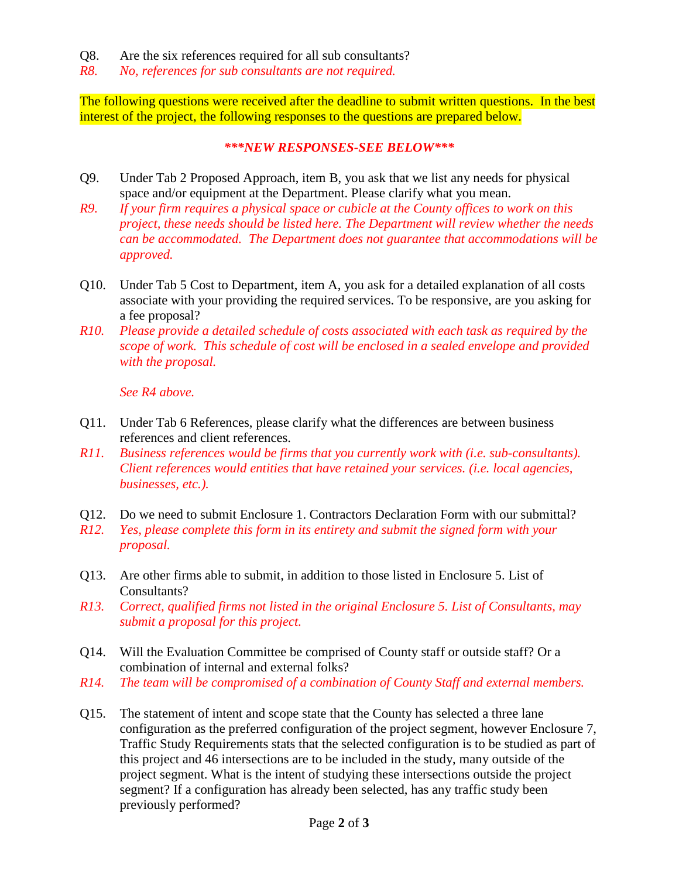Q8. Are the six references required for all sub consultants?

*R8. No, references for sub consultants are not required.*

The following questions were received after the deadline to submit written questions. In the best interest of the project, the following responses to the questions are prepared below.

***\*\*\*NEW RESPONSES-SEE BELOW\*\*\****

Q9. Under Tab 2 Proposed Approach, item B, you ask that we list any needs for physical space and/or equipment at the Department. Please clarify what you mean.

*R9. If your firm requires a physical space or cubicle at the County offices to work on this project, these needs should be listed here. The Department will review whether the needs can be accommodated. The Department does not guarantee that accommodations will be approved.*

Q10. Under Tab 5 Cost to Department, item A, you ask for a detailed explanation of all costs associate with your providing the required services. To be responsive, are you asking for a fee proposal?

*R10. Please provide a detailed schedule of costs associated with each task as required by the scope of work. This schedule of cost will be enclosed in a sealed envelope and provided with the proposal.*

*See R4 above.*

Q11. Under Tab 6 References, please clarify what the differences are between business references and client references.

*R11. Business references would be firms that you currently work with (i.e. sub-consultants). Client references would entities that have retained your services. (i.e. local agencies, businesses, etc.).*

Q12. Do we need to submit Enclosure 1. Contractors Declaration Form with our submittal?

*R12. Yes, please complete this form in its entirety and submit the signed form with your proposal.*

Q13. Are other firms able to submit, in addition to those listed in Enclosure 5. List of Consultants?

*R13. Correct, qualified firms not listed in the original Enclosure 5. List of Consultants, may submit a proposal for this project.*

Q14. Will the Evaluation Committee be comprised of County staff or outside staff? Or a combination of internal and external folks?

*R14. The team will be compromised of a combination of County Staff and external members.*

Q15. The statement of intent and scope state that the County has selected a three lane configuration as the preferred configuration of the project segment, however Enclosure 7, Traffic Study Requirements stats that the selected configuration is to be studied as part of this project and 46 intersections are to be included in the study, many outside of the project segment. What is the intent of studying these intersections outside the project segment? If a configuration has already been selected, has any traffic study been previously performed?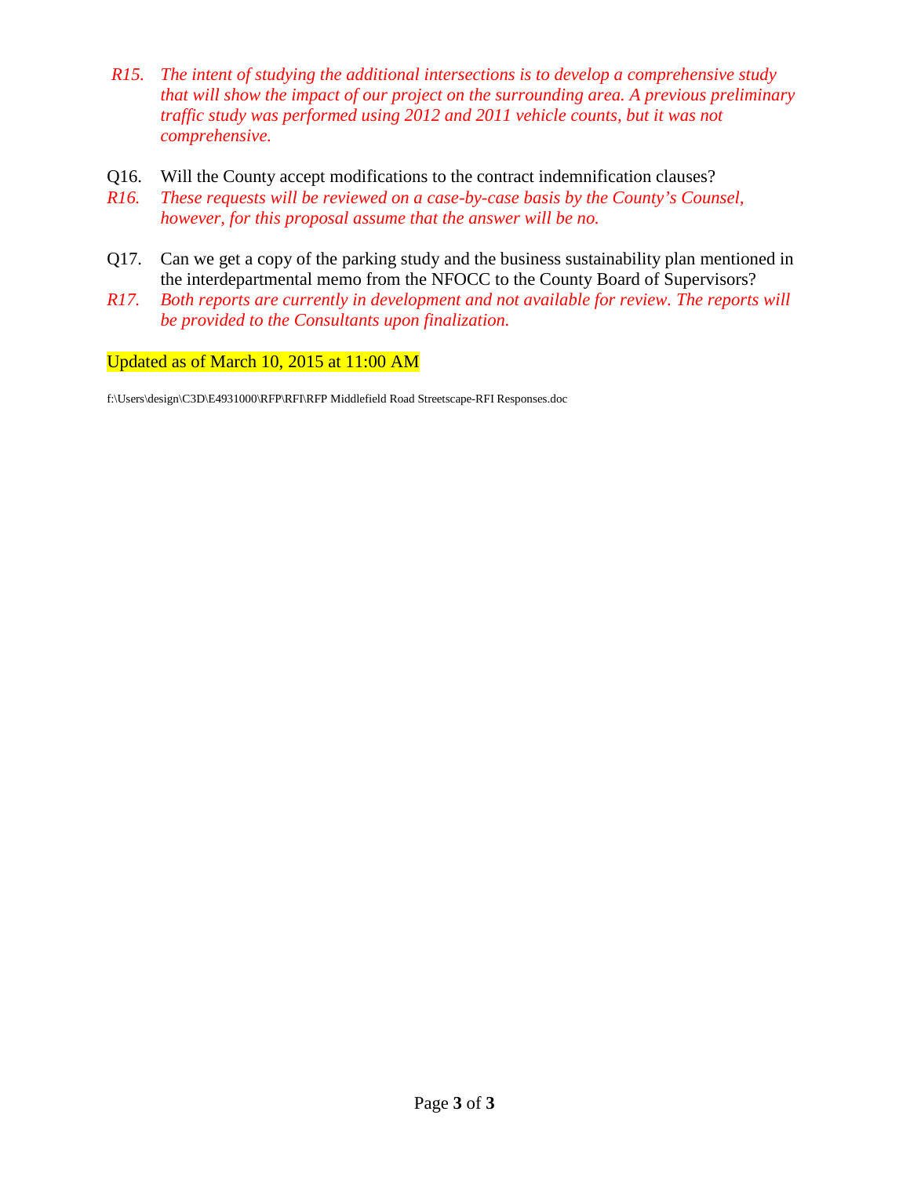*R15. The intent of studying the additional intersections is to develop a comprehensive study that will show the impact of our project on the surrounding area. A previous preliminary traffic study was performed using 2012 and 2011 vehicle counts, but it was not comprehensive.*

Q16. Will the County accept modifications to the contract indemnification clauses?

*R16. These requests will be reviewed on a case-by-case basis by the County's Counsel, however, for this proposal assume that the answer will be no.*

Q17. Can we get a copy of the parking study and the business sustainability plan mentioned in the interdepartmental memo from the NFOCC to the County Board of Supervisors?

*R17. Both reports are currently in development and not available for review. The reports will be provided to the Consultants upon finalization.*

Updated as of March 10, 2015 at 11:00 AM

f:\Users\design\C3D\E4931000\RFP\RFI\RFP Middlefield Road Streetscape-RFI Responses.doc